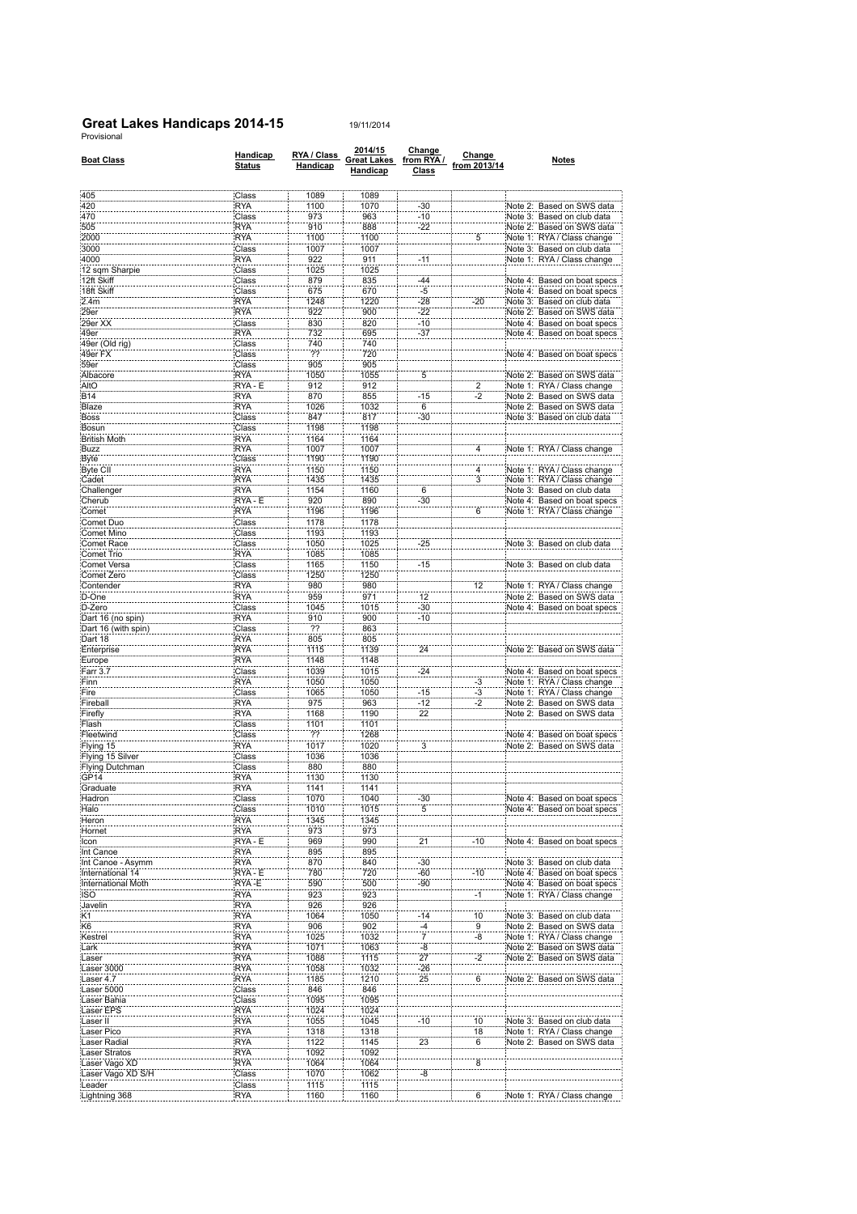# Great Lakes Handicaps 2014-15

19/11/2014

Provisional

| Boat Class | Handicap Status | RYA / Class Handicap | 2014/15 Great Lakes Handicap | Change from RYA / Class | Change from 2013/14 | Notes |
|---|---|---|---|---|---|---|
| 405 | Class | 1089 | 1089 | | | |
| 420 | RYA | 1100 | 1070 | -30 | | Note 2: Based on SWS data |
| 470 | Class | 973 | 963 | -10 | | Note 3: Based on club data |
| 505 | RYA | 910 | 888 | -22 | | Note 2: Based on SWS data |
| 2000 | RYA | 1100 | 1100 | | 5 | Note 1: RYA / Class change |
| 3000 | Class | 1007 | 1007 | | | Note 3: Based on club data |
| 4000 | RYA | 922 | 911 | -11 | | Note 1: RYA / Class change |
| 12 sqm Sharpie | Class | 1025 | 1025 | | | |
| 12ft Skiff | Class | 879 | 835 | -44 | | Note 4: Based on boat specs |
| 18ft Skiff | Class | 675 | 670 | -5 | | Note 4: Based on boat specs |
| 2.4m | RYA | 1248 | 1220 | -28 | -20 | Note 3: Based on club data |
| 29er | RYA | 922 | 900 | -22 | | Note 2: Based on SWS data |
| 29er XX | Class | 830 | 820 | -10 | | Note 4: Based on boat specs |
| 49er | RYA | 732 | 695 | -37 | | Note 4: Based on boat specs |
| 49er (Old rig) | Class | 740 | 740 | | | |
| 49er FX | Class | ?? | 720 | | | Note 4: Based on boat specs |
| 59er | Class | 905 | 905 | | | |
| Albacore | RYA | 1050 | 1055 | 5 | | Note 2: Based on SWS data |
| AltO | RYA - E | 912 | 912 | | 2 | Note 1: RYA / Class change |
| B14 | RYA | 870 | 855 | -15 | -2 | Note 2: Based on SWS data |
| Blaze | RYA | 1026 | 1032 | 6 | | Note 2: Based on SWS data |
| Boss | Class | 847 | 817 | -30 | | Note 3: Based on club data |
| Bosun | Class | 1198 | 1198 | | | |
| British Moth | RYA | 1164 | 1164 | | | |
| Buzz | RYA | 1007 | 1007 | | 4 | Note 1: RYA / Class change |
| Byte | Class | 1190 | 1190 | | | |
| Byte CII | RYA | 1150 | 1150 | | 4 | Note 1: RYA / Class change |
| Cadet | RYA | 1435 | 1435 | | 3 | Note 1: RYA / Class change |
| Challenger | RYA | 1154 | 1160 | 6 | | Note 3: Based on club data |
| Cherub | RYA - E | 920 | 890 | -30 | | Note 4: Based on boat specs |
| Comet | RYA | 1196 | 1196 | | 6 | Note 1: RYA / Class change |
| Comet Duo | Class | 1178 | 1178 | | | |
| Comet Mino | Class | 1193 | 1193 | | | |
| Comet Race | Class | 1050 | 1025 | -25 | | Note 3: Based on club data |
| Comet Trio | RYA | 1085 | 1085 | | | |
| Comet Versa | Class | 1165 | 1150 | -15 | | Note 3: Based on club data |
| Comet Zero | Class | 1250 | 1250 | | | |
| Contender | RYA | 980 | 980 | | 12 | Note 1: RYA / Class change |
| D-One | RYA | 959 | 971 | 12 | | Note 2: Based on SWS data |
| D-Zero | Class | 1045 | 1015 | -30 | | Note 4: Based on boat specs |
| Dart 16 (no spin) | RYA | 910 | 900 | -10 | | |
| Dart 16 (with spin) | Class | ?? | 863 | | | |
| Dart 18 | RYA | 805 | 805 | | | |
| Enterprise | RYA | 1115 | 1139 | 24 | | Note 2: Based on SWS data |
| Europe | RYA | 1148 | 1148 | | | |
| Farr 3.7 | Class | 1039 | 1015 | -24 | | Note 4: Based on boat specs |
| Finn | RYA | 1050 | 1050 | | -3 | Note 1: RYA / Class change |
| Fire | Class | 1065 | 1050 | -15 | -3 | Note 1: RYA / Class change |
| Fireball | RYA | 975 | 963 | -12 | -2 | Note 2: Based on SWS data |
| Firefly | RYA | 1168 | 1190 | 22 | | Note 2: Based on SWS data |
| Flash | Class | 1101 | 1101 | | | |
| Fleetwind | Class | ?? | 1268 | | | Note 4: Based on boat specs |
| Flying 15 | RYA | 1017 | 1020 | 3 | | Note 2: Based on SWS data |
| Flying 15 Silver | Class | 1036 | 1036 | | | |
| Flying Dutchman | Class | 880 | 880 | | | |
| GP14 | RYA | 1130 | 1130 | | | |
| Graduate | RYA | 1141 | 1141 | | | |
| Hadron | Class | 1070 | 1040 | -30 | | Note 4: Based on boat specs |
| Halo | Class | 1010 | 1015 | 5 | | Note 4: Based on boat specs |
| Heron | RYA | 1345 | 1345 | | | |
| Hornet | RYA | 973 | 973 | | | |
| Icon | RYA - E | 969 | 990 | 21 | -10 | Note 4: Based on boat specs |
| Int Canoe | RYA | 895 | 895 | | | |
| Int Canoe - Asymm | RYA | 870 | 840 | -30 | | Note 3: Based on club data |
| International 14 | RYA - E | 780 | 720 | -60 | -10 | Note 4: Based on boat specs |
| International Moth | RYA -E | 590 | 500 | -90 | | Note 4: Based on boat specs |
| ISO | RYA | 923 | 923 | | -1 | Note 1: RYA / Class change |
| Javelin | RYA | 926 | 926 | | | |
| K1 | RYA | 1064 | 1050 | -14 | 10 | Note 3: Based on club data |
| K6 | RYA | 906 | 902 | -4 | 9 | Note 2: Based on SWS data |
| Kestrel | RYA | 1025 | 1032 | 7 | -8 | Note 1: RYA / Class change |
| Lark | RYA | 1071 | 1063 | -8 | | Note 2: Based on SWS data |
| Laser | RYA | 1088 | 1115 | 27 | -2 | Note 2: Based on SWS data |
| Laser 3000 | RYA | 1058 | 1032 | -26 | | |
| Laser 4.7 | RYA | 1185 | 1210 | 25 | 6 | Note 2: Based on SWS data |
| Laser 5000 | Class | 846 | 846 | | | |
| Laser Bahia | Class | 1095 | 1095 | | | |
| Laser EPS | RYA | 1024 | 1024 | | | |
| Laser II | RYA | 1055 | 1045 | -10 | 10 | Note 3: Based on club data |
| Laser Pico | RYA | 1318 | 1318 | | 18 | Note 1: RYA / Class change |
| Laser Radial | RYA | 1122 | 1145 | 23 | 6 | Note 2: Based on SWS data |
| Laser Stratos | RYA | 1092 | 1092 | | | |
| Laser Vago XD | RYA | 1064 | 1064 | | 8 | |
| Laser Vago XD S/H | Class | 1070 | 1062 | -8 | | |
| Leader | Class | 1115 | 1115 | | | |
| Lightning 368 | RYA | 1160 | 1160 | | 6 | Note 1: RYA / Class change |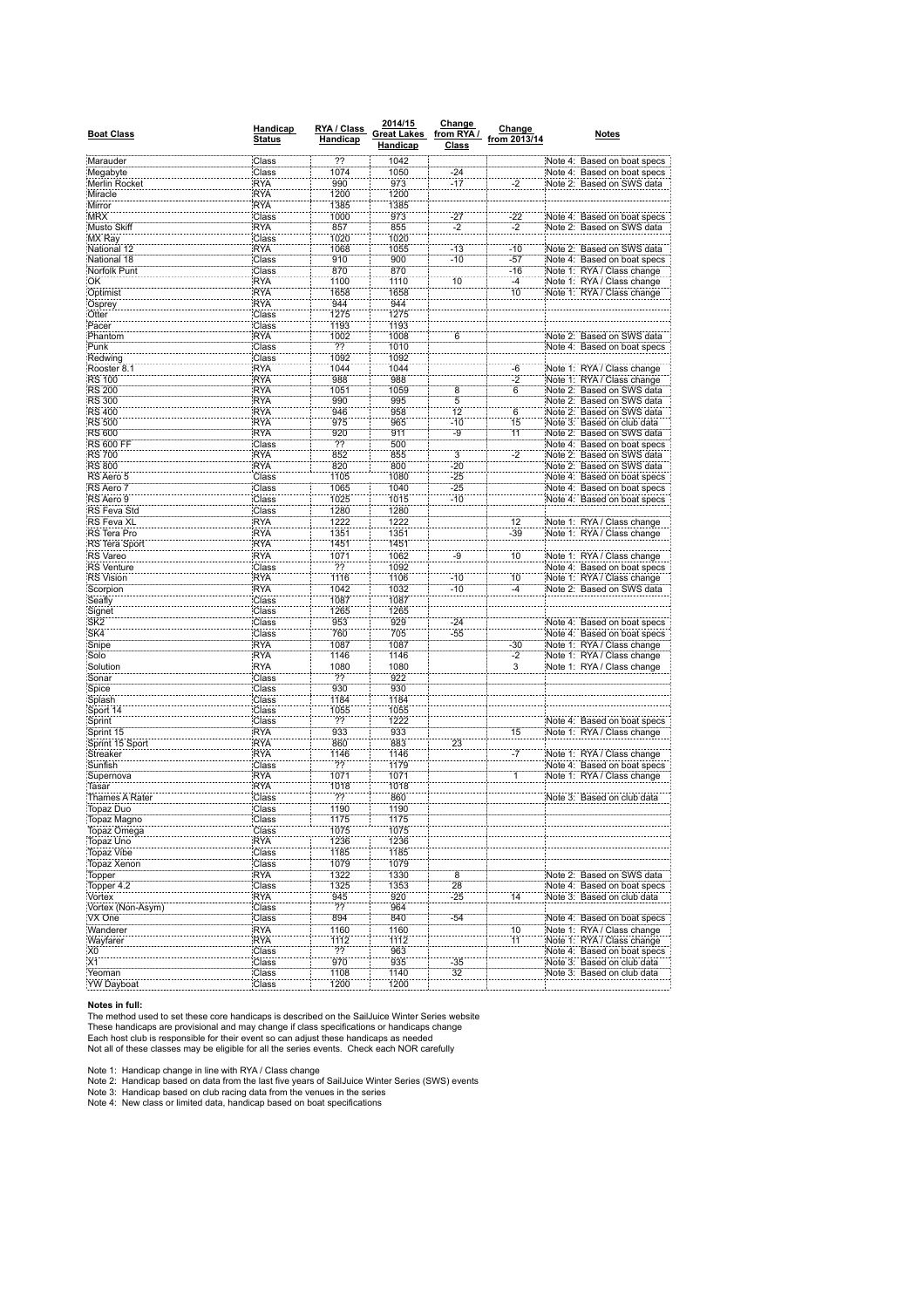| Boat Class | Handicap Status | RYA / Class Handicap | 2014/15 Great Lakes Handicap | Change from RYA / Class | Change from 2013/14 | Notes |
|---|---|---|---|---|---|---|
| Marauder | Class | ?? | 1042 | | | Note 4: Based on boat specs |
| Megabyte | Class | 1074 | 1050 | -24 | | Note 4: Based on boat specs |
| Merlin Rocket | RYA | 990 | 973 | -17 | -2 | Note 2: Based on SWS data |
| Miracle | RYA | 1200 | 1200 | | | |
| Mirror | RYA | 1385 | 1385 | | | |
| MRX | Class | 1000 | 973 | -27 | -22 | Note 4: Based on boat specs |
| Musto Skiff | RYA | 857 | 855 | -2 | -2 | Note 2: Based on SWS data |
| MX Ray | Class | 1020 | 1020 | | | |
| National 12 | RYA | 1068 | 1055 | -13 | -10 | Note 2: Based on SWS data |
| National 18 | Class | 910 | 900 | -10 | -57 | Note 4: Based on boat specs |
| Norfolk Punt | Class | 870 | 870 | | -16 | Note 1: RYA / Class change |
| OK | RYA | 1100 | 1110 | 10 | -4 | Note 1: RYA / Class change |
| Optimist | RYA | 1658 | 1658 | | 10 | Note 1: RYA / Class change |
| Osprey | RYA | 944 | 944 | | | |
| Otter | Class | 1275 | 1275 | | | |
| Pacer | Class | 1193 | 1193 | | | |
| Phantom | RYA | 1002 | 1008 | 6 | | Note 2: Based on SWS data |
| Punk | Class | ?? | 1010 | | | Note 4: Based on boat specs |
| Redwing | Class | 1092 | 1092 | | | |
| Rooster 8.1 | RYA | 1044 | 1044 | | -6 | Note 1: RYA / Class change |
| RS 100 | RYA | 988 | 988 | | -2 | Note 1: RYA / Class change |
| RS 200 | RYA | 1051 | 1059 | 8 | 6 | Note 2: Based on SWS data |
| RS 300 | RYA | 990 | 995 | 5 | | Note 2: Based on SWS data |
| RS 400 | RYA | 946 | 958 | 12 | 6 | Note 2: Based on SWS data |
| RS 500 | RYA | 975 | 965 | -10 | 15 | Note 3: Based on club data |
| RS 600 | RYA | 920 | 911 | -9 | 11 | Note 2: Based on SWS data |
| RS 600 FF | Class | ?? | 500 | | | Note 4: Based on boat specs |
| RS 700 | RYA | 852 | 855 | 3 | -2 | Note 2: Based on SWS data |
| RS 800 | RYA | 820 | 800 | -20 | | Note 2: Based on SWS data |
| RS Aero 5 | Class | 1105 | 1080 | -25 | | Note 4: Based on boat specs |
| RS Aero 7 | Class | 1065 | 1040 | -25 | | Note 4: Based on boat specs |
| RS Aero 9 | Class | 1025 | 1015 | -10 | | Note 4: Based on boat specs |
| RS Feva Std | Class | 1280 | 1280 | | | |
| RS Feva XL | RYA | 1222 | 1222 | | 12 | Note 1: RYA / Class change |
| RS Tera Pro | RYA | 1351 | 1351 | | -39 | Note 1: RYA / Class change |
| RS Tera Sport | RYA | 1451 | 1451 | | | |
| RS Vareo | RYA | 1071 | 1062 | -9 | 10 | Note 1: RYA / Class change |
| RS Venture | Class | ?? | 1092 | | | Note 4: Based on boat specs |
| RS Vision | RYA | 1116 | 1106 | -10 | 10 | Note 1: RYA / Class change |
| Scorpion | RYA | 1042 | 1032 | -10 | -4 | Note 2: Based on SWS data |
| Seafly | Class | 1087 | 1087 | | | |
| Signet | Class | 1265 | 1265 | | | |
| SK2 | Class | 953 | 929 | -24 | | Note 4: Based on boat specs |
| SK4 | Class | 760 | 705 | -55 | | Note 4: Based on boat specs |
| Snipe | RYA | 1087 | 1087 | | -30 | Note 1: RYA / Class change |
| Solo | RYA | 1146 | 1146 | | -2 | Note 1: RYA / Class change |
| Solution | RYA | 1080 | 1080 | | 3 | Note 1: RYA / Class change |
| Sonar | Class | ?? | 922 | | | |
| Spice | Class | 930 | 930 | | | |
| Splash | Class | 1184 | 1184 | | | |
| Sport 14 | Class | 1055 | 1055 | | | |
| Sprint | Class | ?? | 1222 | | | Note 4: Based on boat specs |
| Sprint 15 | RYA | 933 | 933 | | 15 | Note 1: RYA / Class change |
| Sprint 15 Sport | RYA | 860 | 883 | 23 | | |
| Streaker | RYA | 1146 | 1146 | | -7 | Note 1: RYA / Class change |
| Sunfish | Class | ?? | 1179 | | | Note 4: Based on boat specs |
| Supernova | RYA | 1071 | 1071 | | 1 | Note 1: RYA / Class change |
| Tasar | RYA | 1018 | 1018 | | | |
| Thames A Rater | Class | ?? | 860 | | | Note 3: Based on club data |
| Topaz Duo | Class | 1190 | 1190 | | | |
| Topaz Magno | Class | 1175 | 1175 | | | |
| Topaz Omega | Class | 1075 | 1075 | | | |
| Topaz Uno | RYA | 1236 | 1236 | | | |
| Topaz Vibe | Class | 1185 | 1185 | | | |
| Topaz Xenon | Class | 1079 | 1079 | | | |
| Topper | RYA | 1322 | 1330 | 8 | | Note 2: Based on SWS data |
| Topper 4.2 | Class | 1325 | 1353 | 28 | | Note 4: Based on boat specs |
| Vortex | RYA | 945 | 920 | -25 | 14 | Note 3: Based on club data |
| Vortex (Non-Asym) | Class | ?? | 964 | | | |
| VX One | Class | 894 | 840 | -54 | | Note 4: Based on boat specs |
| Wanderer | RYA | 1160 | 1160 | | 10 | Note 1: RYA / Class change |
| Wayfarer | RYA | 1112 | 1112 | | 11 | Note 1: RYA / Class change |
| X0 | Class | ?? | 963 | | | Note 4: Based on boat specs |
| X1 | Class | 970 | 935 | -35 | | Note 3: Based on club data |
| Yeoman | Class | 1108 | 1140 | 32 | | Note 3: Based on club data |
| YW Dayboat | Class | 1200 | 1200 | | | |

**Notes in full:**

The method used to set these core handicaps is described on the SailJuice Winter Series website
These handicaps are provisional and may change if class specifications or handicaps change
Each host club is responsible for their event so can adjust these handicaps as needed
Not all of these classes may be eligible for all the series events. Check each NOR carefully

Note 1: Handicap change in line with RYA / Class change
Note 2: Handicap based on data from the last five years of SailJuice Winter Series (SWS) events
Note 3: Handicap based on club racing data from the venues in the series
Note 4: New class or limited data, handicap based on boat specifications